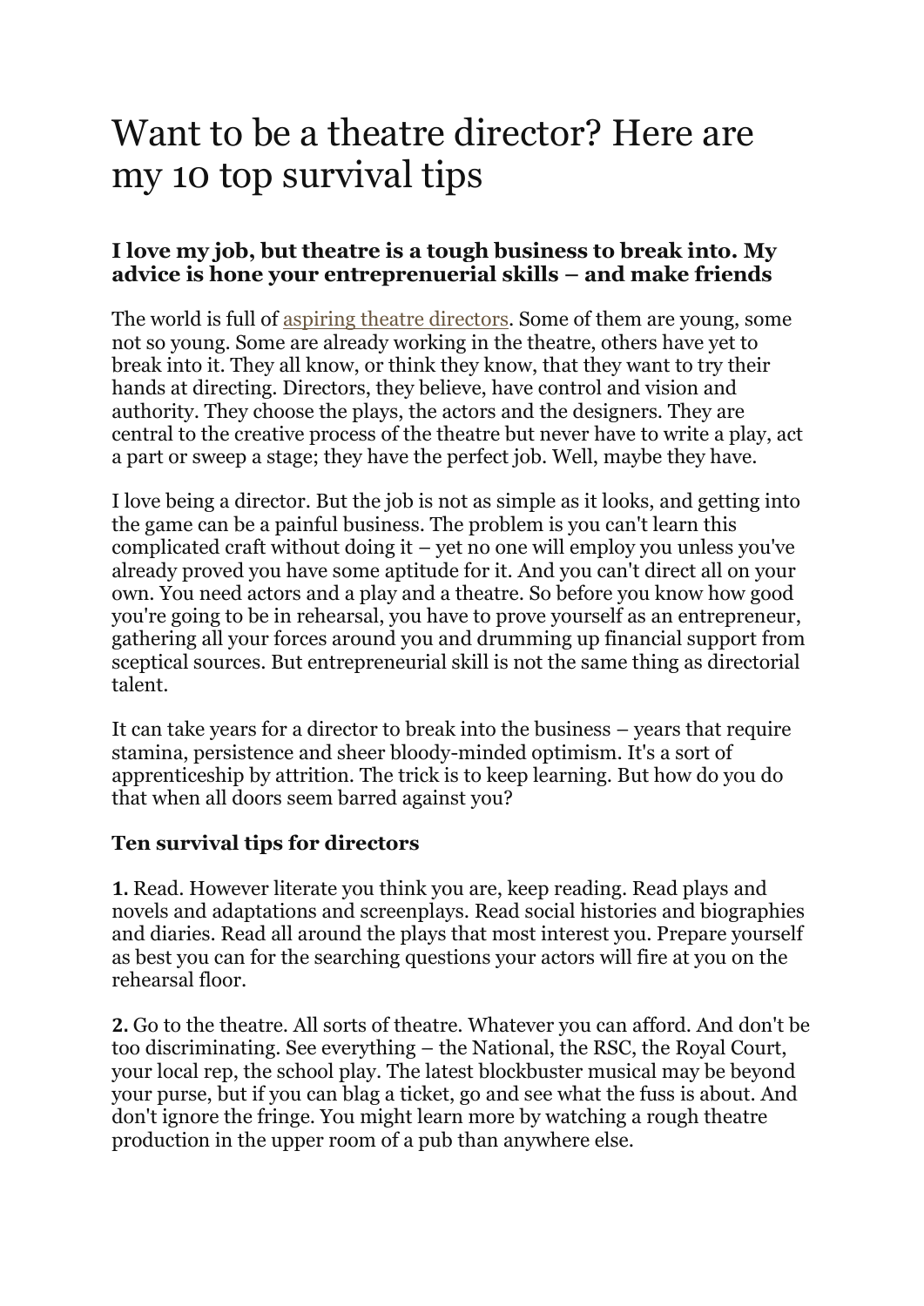# Want to be a theatre director? Here are my 10 top survival tips

**I love my job, but theatre is a tough business to break into. My advice is hone your entreprenuerial skills – and make friends**

The world is full of aspiring theatre directors. Some of them are young, some not so young. Some are already working in the theatre, others have yet to break into it. They all know, or think they know, that they want to try their hands at directing. Directors, they believe, have control and vision and authority. They choose the plays, the actors and the designers. They are central to the creative process of the theatre but never have to write a play, act a part or sweep a stage; they have the perfect job. Well, maybe they have.

I love being a director. But the job is not as simple as it looks, and getting into the game can be a painful business. The problem is you can't learn this complicated craft without doing it – yet no one will employ you unless you've already proved you have some aptitude for it. And you can't direct all on your own. You need actors and a play and a theatre. So before you know how good you're going to be in rehearsal, you have to prove yourself as an entrepreneur, gathering all your forces around you and drumming up financial support from sceptical sources. But entrepreneurial skill is not the same thing as directorial talent.

It can take years for a director to break into the business – years that require stamina, persistence and sheer bloody-minded optimism. It's a sort of apprenticeship by attrition. The trick is to keep learning. But how do you do that when all doors seem barred against you?

### Ten survival tips for directors

**1.** Read. However literate you think you are, keep reading. Read plays and novels and adaptations and screenplays. Read social histories and biographies and diaries. Read all around the plays that most interest you. Prepare yourself as best you can for the searching questions your actors will fire at you on the rehearsal floor.

**2.** Go to the theatre. All sorts of theatre. Whatever you can afford. And don't be too discriminating. See everything – the National, the RSC, the Royal Court, your local rep, the school play. The latest blockbuster musical may be beyond your purse, but if you can blag a ticket, go and see what the fuss is about. And don't ignore the fringe. You might learn more by watching a rough theatre production in the upper room of a pub than anywhere else.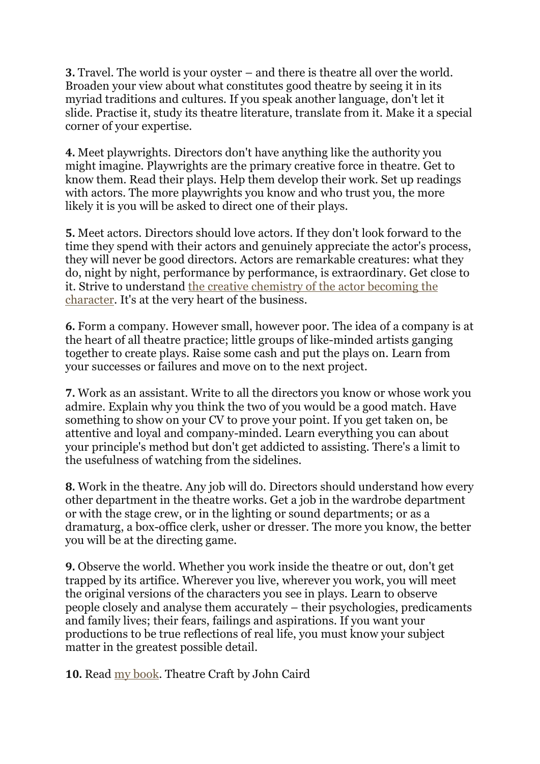**3.** Travel. The world is your oyster – and there is theatre all over the world. Broaden your view about what constitutes good theatre by seeing it in its myriad traditions and cultures. If you speak another language, don't let it slide. Practise it, study its theatre literature, translate from it. Make it a special corner of your expertise.

**4.** Meet playwrights. Directors don't have anything like the authority you might imagine. Playwrights are the primary creative force in theatre. Get to know them. Read their plays. Help them develop their work. Set up readings with actors. The more playwrights you know and who trust you, the more likely it is you will be asked to direct one of their plays.

**5.** Meet actors. Directors should love actors. If they don't look forward to the time they spend with their actors and genuinely appreciate the actor's process, they will never be good directors. Actors are remarkable creatures: what they do, night by night, performance by performance, is extraordinary. Get close to it. Strive to understand the creative chemistry of the actor becoming the character. It's at the very heart of the business.

**6.** Form a company. However small, however poor. The idea of a company is at the heart of all theatre practice; little groups of like-minded artists ganging together to create plays. Raise some cash and put the plays on. Learn from your successes or failures and move on to the next project.

**7.** Work as an assistant. Write to all the directors you know or whose work you admire. Explain why you think the two of you would be a good match. Have something to show on your CV to prove your point. If you get taken on, be attentive and loyal and company-minded. Learn everything you can about your principle's method but don't get addicted to assisting. There's a limit to the usefulness of watching from the sidelines.

**8.** Work in the theatre. Any job will do. Directors should understand how every other department in the theatre works. Get a job in the wardrobe department or with the stage crew, or in the lighting or sound departments; or as a dramaturg, a box-office clerk, usher or dresser. The more you know, the better you will be at the directing game.

**9.** Observe the world. Whether you work inside the theatre or out, don't get trapped by its artifice. Wherever you live, wherever you work, you will meet the original versions of the characters you see in plays. Learn to observe people closely and analyse them accurately – their psychologies, predicaments and family lives; their fears, failings and aspirations. If you want your productions to be true reflections of real life, you must know your subject matter in the greatest possible detail.

**10.** Read my book. Theatre Craft by John Caird